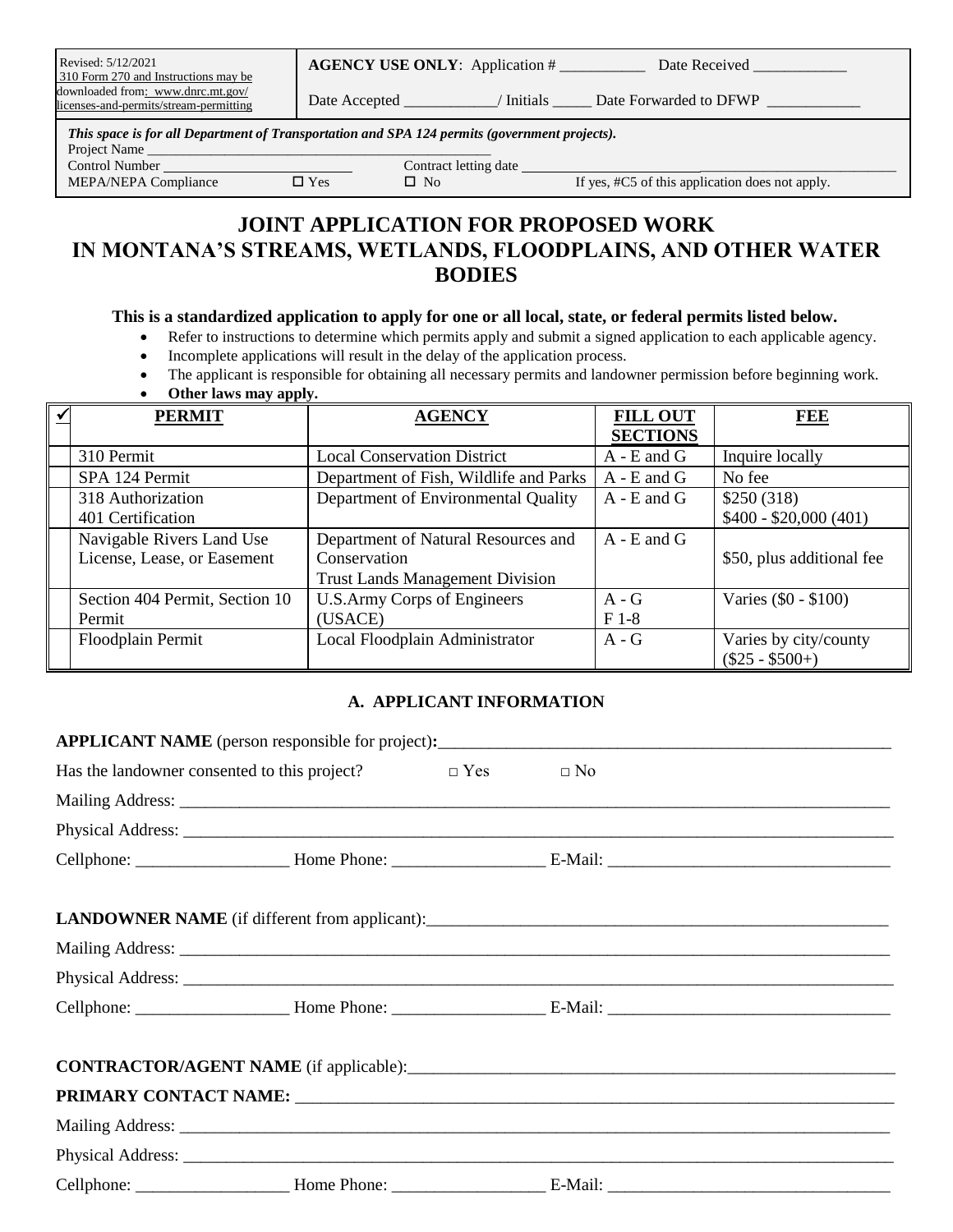| Revised: 5/12/2021 310 Form 270 and Instructions may be downloaded from: www.dnrc.mt.gov/licenses-and-permits/stream-permitting | **AGENCY USE ONLY**: Application # ___________ Date Received ____________ Date Accepted ____________/ Initials _____ Date Forwarded to DFWP ____________ |
|---|---|

***This space is for all Department of Transportation and SPA 124 permits (government projects).***

Project Name ____________________________________________

Control Number ________________________ Contract letting date ________________________________________

MEPA/NEPA Compliance ☐ Yes ☐ No If yes, #C5 of this application does not apply.

# JOINT APPLICATION FOR PROPOSED WORK IN MONTANA'S STREAMS, WETLANDS, FLOODPLAINS, AND OTHER WATER BODIES

**This is a standardized application to apply for one or all local, state, or federal permits listed below.**

- Refer to instructions to determine which permits apply and submit a signed application to each applicable agency.
- Incomplete applications will result in the delay of the application process.
- The applicant is responsible for obtaining all necessary permits and landowner permission before beginning work.
- **Other laws may apply.**

| ✓ | PERMIT | AGENCY | FILL OUT SECTIONS | FEE |
|---|---|---|---|---|
| | 310 Permit | Local Conservation District | A - E and G | Inquire locally |
| | SPA 124 Permit | Department of Fish, Wildlife and Parks | A - E and G | No fee |
| | 318 Authorization<br>401 Certification | Department of Environmental Quality | A - E and G | $250 (318)<br>$400 - $20,000 (401) |
| | Navigable Rivers Land Use License, Lease, or Easement | Department of Natural Resources and Conservation<br>Trust Lands Management Division | A - E and G | $50, plus additional fee |
| | Section 404 Permit, Section 10 Permit | U.S.Army Corps of Engineers (USACE) | A - G<br>F 1-8 | Varies ($0 - $100) |
| | Floodplain Permit | Local Floodplain Administrator | A - G | Varies by city/county ($25 - $500+) |

## A. APPLICANT INFORMATION

**APPLICANT NAME** (person responsible for project)**:**_______________________________________________

Has the landowner consented to this project? □ Yes □ No

Mailing Address: ____________________________________________________________________________

Physical Address: ____________________________________________________________________________

Cellphone: __________________ Home Phone: __________________ E-Mail: _________________________________

**LANDOWNER NAME** (if different from applicant):_______________________________________________

Mailing Address: ____________________________________________________________________________

Physical Address: ____________________________________________________________________________

Cellphone: __________________ Home Phone: __________________ E-Mail: _________________________________

**CONTRACTOR/AGENT NAME** (if applicable):_______________________________________________

**PRIMARY CONTACT NAME:** ______________________________________________________________

Mailing Address: ____________________________________________________________________________

Physical Address: ____________________________________________________________________________

Cellphone: __________________ Home Phone: __________________ E-Mail: _________________________________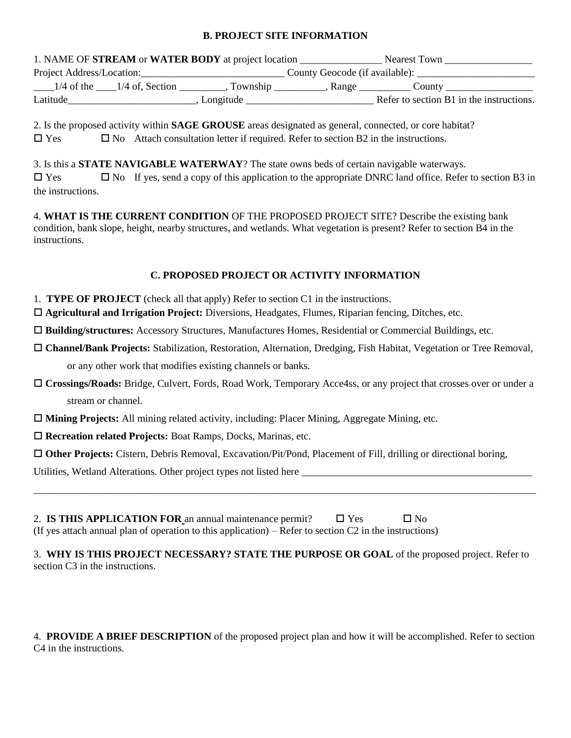## B. PROJECT SITE INFORMATION

1. NAME OF **STREAM** or **WATER BODY** at project location ________________ Nearest Town _________________
Project Address/Location:____________________________ County Geocode (if available): ________________________
____1/4 of the ____1/4 of, Section _________, Township __________, Range __________ County _________________
Latitude_________________________, Longitude _________________________ Refer to section B1 in the instructions.

2. Is the proposed activity within **SAGE GROUSE** areas designated as general, connected, or core habitat?
☐ Yes ☐ No Attach consultation letter if required. Refer to section B2 in the instructions.

3. Is this a **STATE NAVIGABLE WATERWAY**? The state owns beds of certain navigable waterways.
☐ Yes ☐ No If yes, send a copy of this application to the appropriate DNRC land office. Refer to section B3 in the instructions.

4. **WHAT IS THE CURRENT CONDITION** OF THE PROPOSED PROJECT SITE? Describe the existing bank condition, bank slope, height, nearby structures, and wetlands. What vegetation is present? Refer to section B4 in the instructions.

## C. PROPOSED PROJECT OR ACTIVITY INFORMATION

1. **TYPE OF PROJECT** (check all that apply) Refer to section C1 in the instructions.

☐ **Agricultural and Irrigation Project:** Diversions, Headgates, Flumes, Riparian fencing, Ditches, etc.

☐ **Building/structures:** Accessory Structures, Manufactures Homes, Residential or Commercial Buildings, etc.

☐ **Channel/Bank Projects:** Stabilization, Restoration, Alternation, Dredging, Fish Habitat, Vegetation or Tree Removal, or any other work that modifies existing channels or banks.

☐ **Crossings/Roads:** Bridge, Culvert, Fords, Road Work, Temporary Acce4ss, or any project that crosses over or under a stream or channel.

☐ **Mining Projects:** All mining related activity, including: Placer Mining, Aggregate Mining, etc.

☐ **Recreation related Projects:** Boat Ramps, Docks, Marinas, etc.

☐ **Other Projects:** Cistern, Debris Removal, Excavation/Pit/Pond, Placement of Fill, drilling or directional boring, Utilities, Wetland Alterations. Other project types not listed here _______________________________________________

_____________________________________________________________________________________________________

2. **IS THIS APPLICATION FOR** an annual maintenance permit? ☐ Yes ☐ No
(If yes attach annual plan of operation to this application) – Refer to section C2 in the instructions)

3. **WHY IS THIS PROJECT NECESSARY? STATE THE PURPOSE OR GOAL** of the proposed project. Refer to section C3 in the instructions.

4. **PROVIDE A BRIEF DESCRIPTION** of the proposed project plan and how it will be accomplished. Refer to section C4 in the instructions.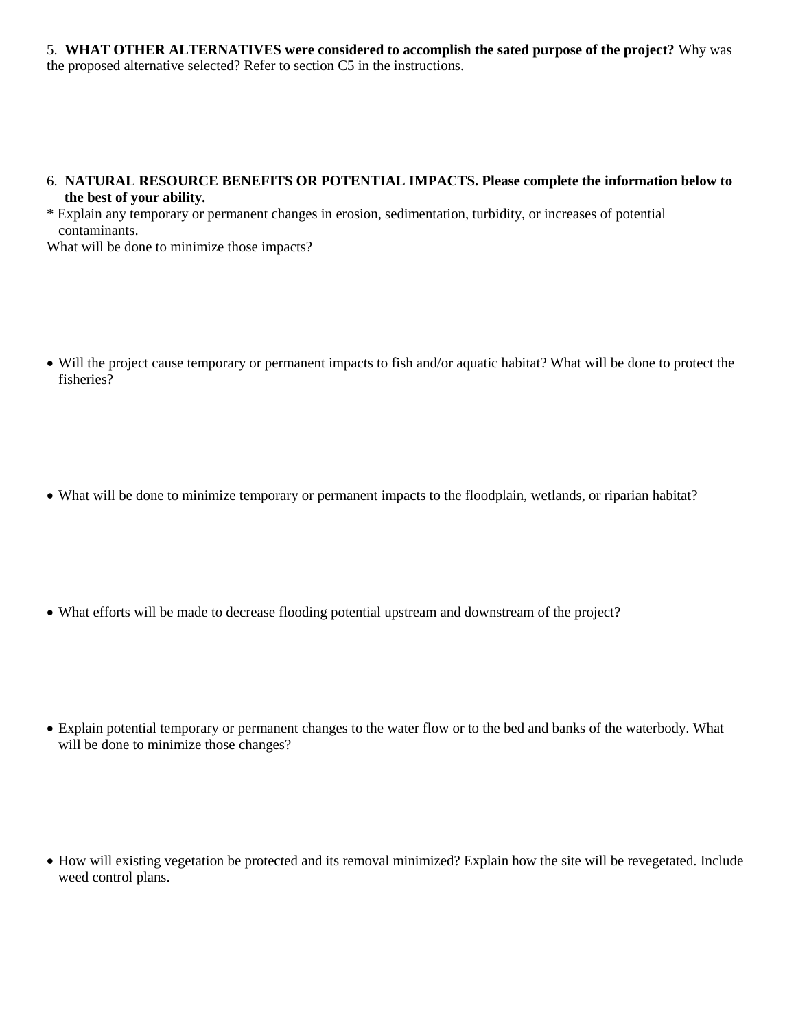5. **WHAT OTHER ALTERNATIVES were considered to accomplish the sated purpose of the project?** Why was the proposed alternative selected? Refer to section C5 in the instructions.

6. **NATURAL RESOURCE BENEFITS OR POTENTIAL IMPACTS. Please complete the information below to the best of your ability.**

* Explain any temporary or permanent changes in erosion, sedimentation, turbidity, or increases of potential contaminants.

What will be done to minimize those impacts?

- Will the project cause temporary or permanent impacts to fish and/or aquatic habitat? What will be done to protect the fisheries?

- What will be done to minimize temporary or permanent impacts to the floodplain, wetlands, or riparian habitat?

- What efforts will be made to decrease flooding potential upstream and downstream of the project?

- Explain potential temporary or permanent changes to the water flow or to the bed and banks of the waterbody. What will be done to minimize those changes?

- How will existing vegetation be protected and its removal minimized? Explain how the site will be revegetated. Include weed control plans.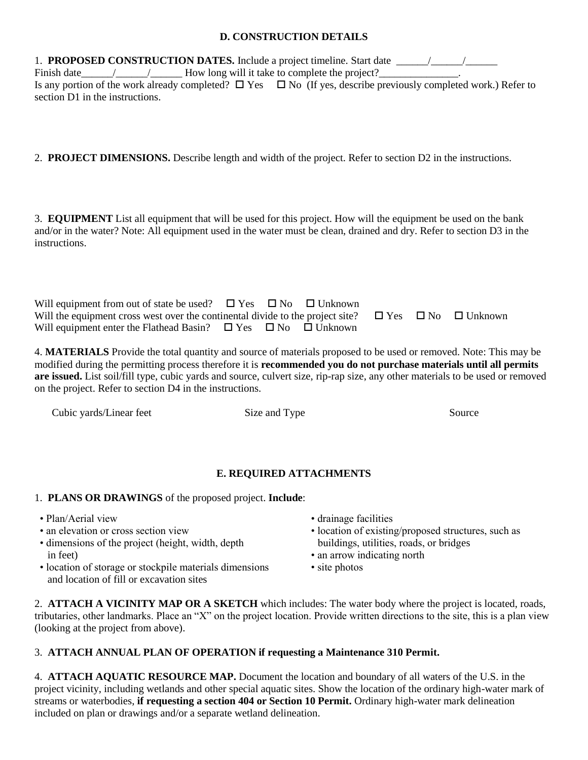## D. CONSTRUCTION DETAILS

1. **PROPOSED CONSTRUCTION DATES.** Include a project timeline. Start date \_\_\_\_\_\_/\_\_\_\_\_\_/\_\_\_\_\_\_ Finish date\_\_\_\_\_\_/\_\_\_\_\_\_/\_\_\_\_\_\_ How long will it take to complete the project?\_\_\_\_\_\_\_\_\_\_\_\_\_\_\_.
Is any portion of the work already completed? ☐ Yes ☐ No (If yes, describe previously completed work.) Refer to section D1 in the instructions.

2. **PROJECT DIMENSIONS.** Describe length and width of the project. Refer to section D2 in the instructions.

3. **EQUIPMENT** List all equipment that will be used for this project. How will the equipment be used on the bank and/or in the water? Note: All equipment used in the water must be clean, drained and dry. Refer to section D3 in the instructions.

Will equipment from out of state be used? ☐ Yes ☐ No ☐ Unknown
Will the equipment cross west over the continental divide to the project site? ☐ Yes ☐ No ☐ Unknown
Will equipment enter the Flathead Basin? ☐ Yes ☐ No ☐ Unknown

4. **MATERIALS** Provide the total quantity and source of materials proposed to be used or removed. Note: This may be modified during the permitting process therefore it is **recommended you do not purchase materials until all permits are issued.** List soil/fill type, cubic yards and source, culvert size, rip-rap size, any other materials to be used or removed on the project. Refer to section D4 in the instructions.

| Cubic yards/Linear feet | Size and Type | Source |
| --- | --- | --- |
| | | |

## E. REQUIRED ATTACHMENTS

1. **PLANS OR DRAWINGS** of the proposed project. **Include**:
   - Plan/Aerial view
   - an elevation or cross section view
   - dimensions of the project (height, width, depth in feet)
   - location of storage or stockpile materials dimensions and location of fill or excavation sites
   - drainage facilities
   - location of existing/proposed structures, such as buildings, utilities, roads, or bridges
   - an arrow indicating north
   - site photos

2. **ATTACH A VICINITY MAP OR A SKETCH** which includes: The water body where the project is located, roads, tributaries, other landmarks. Place an "X" on the project location. Provide written directions to the site, this is a plan view (looking at the project from above).

3. **ATTACH ANNUAL PLAN OF OPERATION if requesting a Maintenance 310 Permit.**

4. **ATTACH AQUATIC RESOURCE MAP.** Document the location and boundary of all waters of the U.S. in the project vicinity, including wetlands and other special aquatic sites. Show the location of the ordinary high-water mark of streams or waterbodies, **if requesting a section 404 or Section 10 Permit.** Ordinary high-water mark delineation included on plan or drawings and/or a separate wetland delineation.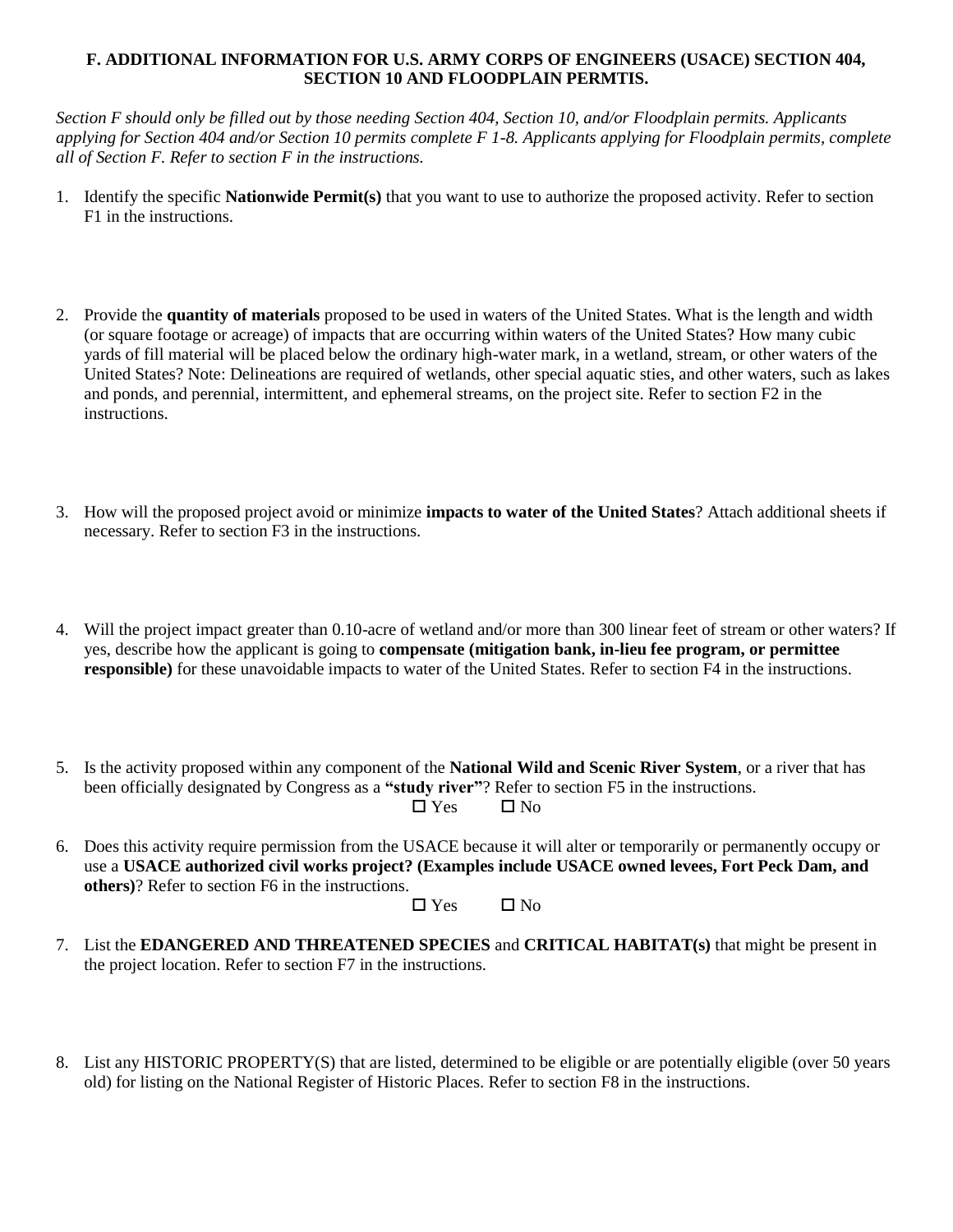### F. ADDITIONAL INFORMATION FOR U.S. ARMY CORPS OF ENGINEERS (USACE) SECTION 404, SECTION 10 AND FLOODPLAIN PERMTIS.

*Section F should only be filled out by those needing Section 404, Section 10, and/or Floodplain permits. Applicants applying for Section 404 and/or Section 10 permits complete F 1-8. Applicants applying for Floodplain permits, complete all of Section F. Refer to section F in the instructions.*

1. Identify the specific **Nationwide Permit(s)** that you want to use to authorize the proposed activity. Refer to section F1 in the instructions.

2. Provide the **quantity of materials** proposed to be used in waters of the United States. What is the length and width (or square footage or acreage) of impacts that are occurring within waters of the United States? How many cubic yards of fill material will be placed below the ordinary high-water mark, in a wetland, stream, or other waters of the United States? Note: Delineations are required of wetlands, other special aquatic sties, and other waters, such as lakes and ponds, and perennial, intermittent, and ephemeral streams, on the project site. Refer to section F2 in the instructions.

3. How will the proposed project avoid or minimize **impacts to water of the United States**? Attach additional sheets if necessary. Refer to section F3 in the instructions.

4. Will the project impact greater than 0.10-acre of wetland and/or more than 300 linear feet of stream or other waters? If yes, describe how the applicant is going to **compensate (mitigation bank, in-lieu fee program, or permittee responsible)** for these unavoidable impacts to water of the United States. Refer to section F4 in the instructions.

5. Is the activity proposed within any component of the **National Wild and Scenic River System**, or a river that has been officially designated by Congress as a **"study river"**? Refer to section F5 in the instructions.

   ☐ Yes ☐ No

6. Does this activity require permission from the USACE because it will alter or temporarily or permanently occupy or use a **USACE authorized civil works project? (Examples include USACE owned levees, Fort Peck Dam, and others)**? Refer to section F6 in the instructions.

   ☐ Yes ☐ No

7. List the **EDANGERED AND THREATENED SPECIES** and **CRITICAL HABITAT(s)** that might be present in the project location. Refer to section F7 in the instructions.

8. List any HISTORIC PROPERTY(S) that are listed, determined to be eligible or are potentially eligible (over 50 years old) for listing on the National Register of Historic Places. Refer to section F8 in the instructions.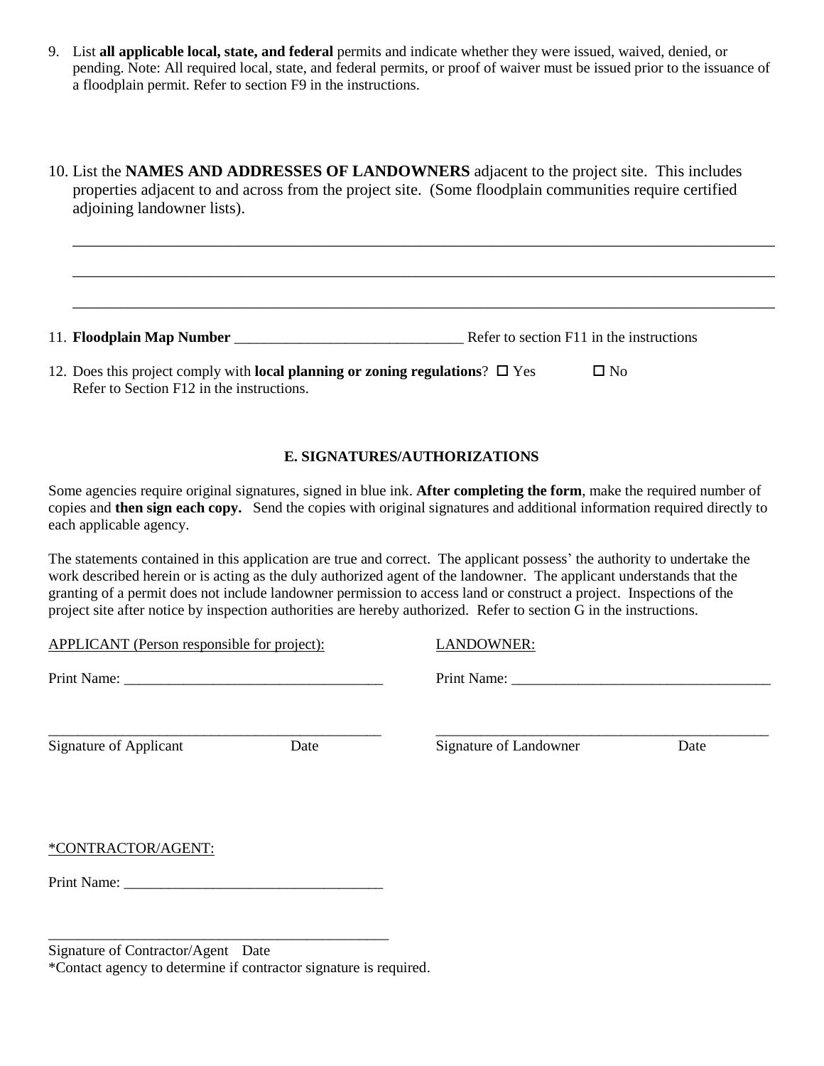9. List **all applicable local, state, and federal** permits and indicate whether they were issued, waived, denied, or pending. Note: All required local, state, and federal permits, or proof of waiver must be issued prior to the issuance of a floodplain permit. Refer to section F9 in the instructions.

10. List the **NAMES AND ADDRESSES OF LANDOWNERS** adjacent to the project site. This includes properties adjacent to and across from the project site. (Some floodplain communities require certified adjoining landowner lists).

____________________________________________________________________________________

____________________________________________________________________________________

____________________________________________________________________________________

11. **Floodplain Map Number** ______________________________ Refer to section F11 in the instructions

12. Does this project comply with **local planning or zoning regulations**? ☐ Yes ☐ No
    Refer to Section F12 in the instructions.

### E. SIGNATURES/AUTHORIZATIONS

Some agencies require original signatures, signed in blue ink. **After completing the form**, make the required number of copies and **then sign each copy.** Send the copies with original signatures and additional information required directly to each applicable agency.

The statements contained in this application are true and correct. The applicant possess' the authority to undertake the work described herein or is acting as the duly authorized agent of the landowner. The applicant understands that the granting of a permit does not include landowner permission to access land or construct a project. Inspections of the project site after notice by inspection authorities are hereby authorized. Refer to section G in the instructions.

APPLICANT (Person responsible for project):

Print Name: __________________________________

______________________________________________
Signature of Applicant Date

LANDOWNER:

Print Name: __________________________________

______________________________________________
Signature of Landowner Date

*CONTRACTOR/AGENT:

Print Name: __________________________________

______________________________________________
Signature of Contractor/Agent Date

*Contact agency to determine if contractor signature is required.